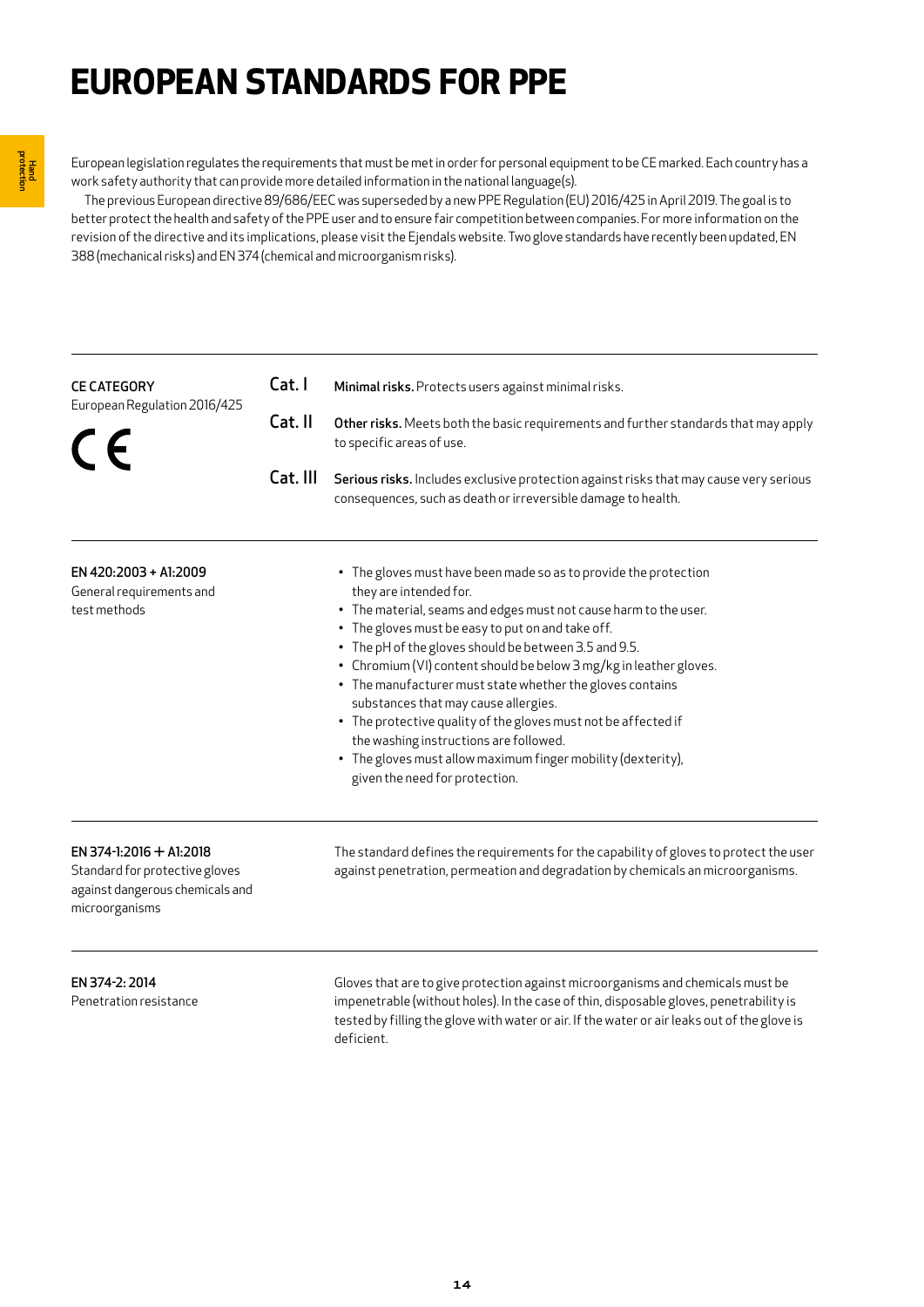# EUROPEAN STANDARDS FOR PPE

European legislation regulates the requirements that must be met in order for personal equipment to be CE marked. Each country has a work safety authority that can provide more detailed information in the national language(s).

The previous European directive 89/686/EEC was superseded by a new PPE Regulation (EU) 2016/425 in April 2019. The goal is to better protect the health and safety of the PPE user and to ensure fair competition between companies. For more information on the revision of the directive and its implications, please visit the Ejendals website. Two glove standards have recently been updated, EN 388 (mechanical risks) and EN 374 (chemical and microorganism risks).

---

**CE CATEGORY**
European Regulation 2016/425

CE

**Cat. I** — **Minimal risks.** Protects users against minimal risks.

**Cat. II** — **Other risks.** Meets both the basic requirements and further standards that may apply to specific areas of use.

**Cat. III** — **Serious risks.** Includes exclusive protection against risks that may cause very serious consequences, such as death or irreversible damage to health.

---

**EN 420:2003 + A1:2009**
General requirements and test methods

- The gloves must have been made so as to provide the protection they are intended for.
- The material, seams and edges must not cause harm to the user.
- The gloves must be easy to put on and take off.
- The pH of the gloves should be between 3.5 and 9.5.
- Chromium (VI) content should be below 3 mg/kg in leather gloves.
- The manufacturer must state whether the gloves contains substances that may cause allergies.
- The protective quality of the gloves must not be affected if the washing instructions are followed.
- The gloves must allow maximum finger mobility (dexterity), given the need for protection.

---

**EN 374-1:2016 + A1:2018**
Standard for protective gloves against dangerous chemicals and microorganisms

The standard defines the requirements for the capability of gloves to protect the user against penetration, permeation and degradation by chemicals an microorganisms.

---

**EN 374-2: 2014**
Penetration resistance

Gloves that are to give protection against microorganisms and chemicals must be impenetrable (without holes). In the case of thin, disposable gloves, penetrability is tested by filling the glove with water or air. If the water or air leaks out of the glove is deficient.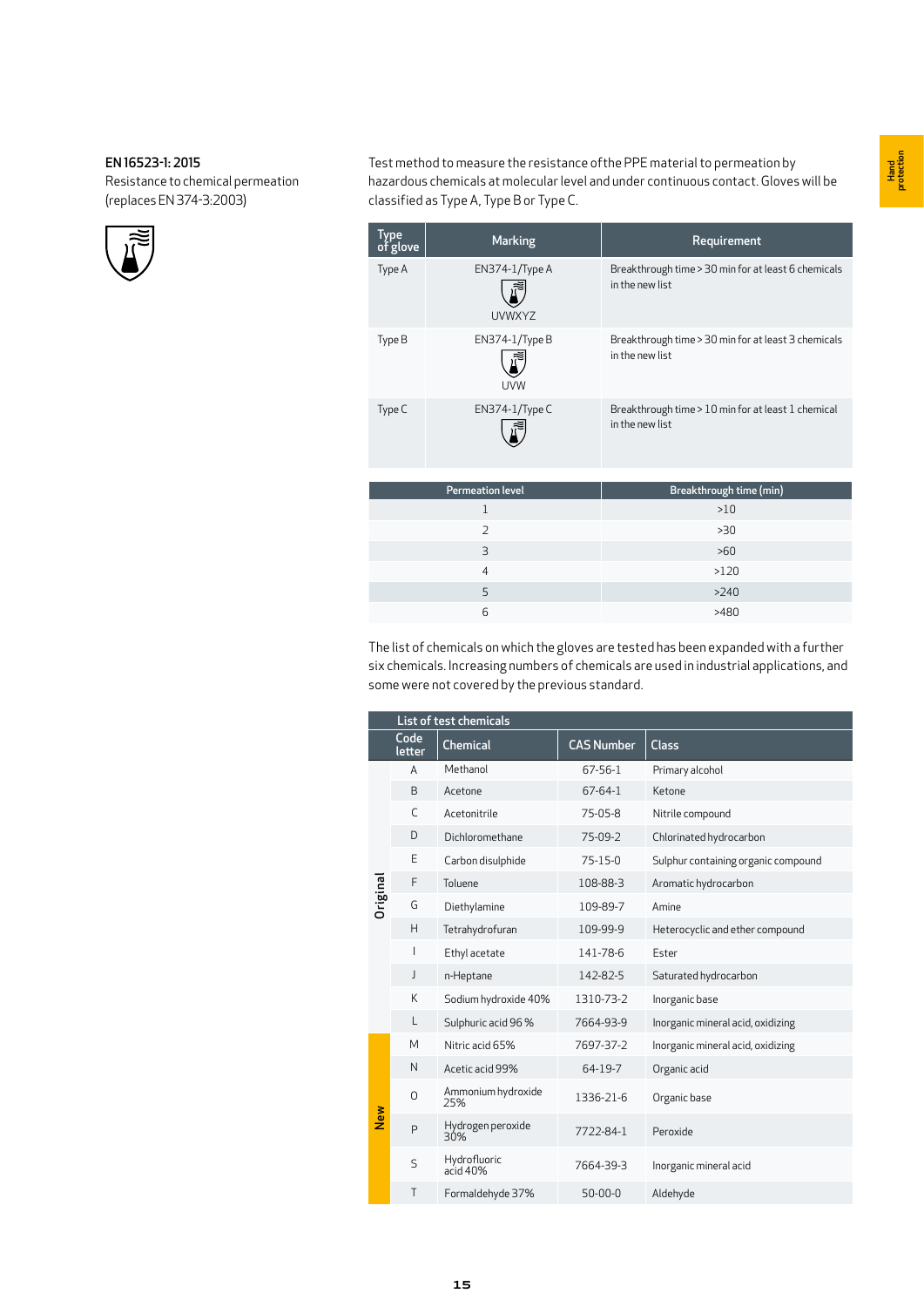## EN 16523-1: 2015

Resistance to chemical permeation
(replaces EN 374-3:2003)

Test method to measure the resistance of the PPE material to permeation by hazardous chemicals at molecular level and under continuous contact. Gloves will be classified as Type A, Type B or Type C.

| Type of glove | Marking | Requirement |
|---|---|---|
| Type A | EN374-1/Type A UVWXYZ | Breakthrough time > 30 min for at least 6 chemicals in the new list |
| Type B | EN374-1/Type B UVW | Breakthrough time > 30 min for at least 3 chemicals in the new list |
| Type C | EN374-1/Type C | Breakthrough time > 10 min for at least 1 chemical in the new list |

| Permeation level | Breakthrough time (min) |
|---|---|
| 1 | >10 |
| 2 | >30 |
| 3 | >60 |
| 4 | >120 |
| 5 | >240 |
| 6 | >480 |

The list of chemicals on which the gloves are tested has been expanded with a further six chemicals. Increasing numbers of chemicals are used in industrial applications, and some were not covered by the previous standard.

**List of test chemicals**

| | Code letter | Chemical | CAS Number | Class |
|---|---|---|---|---|
| Original | A | Methanol | 67-56-1 | Primary alcohol |
| | B | Acetone | 67-64-1 | Ketone |
| | C | Acetonitrile | 75-05-8 | Nitrile compound |
| | D | Dichloromethane | 75-09-2 | Chlorinated hydrocarbon |
| | E | Carbon disulphide | 75-15-0 | Sulphur containing organic compound |
| | F | Toluene | 108-88-3 | Aromatic hydrocarbon |
| | G | Diethylamine | 109-89-7 | Amine |
| | H | Tetrahydrofuran | 109-99-9 | Heterocyclic and ether compound |
| | I | Ethyl acetate | 141-78-6 | Ester |
| | J | n-Heptane | 142-82-5 | Saturated hydrocarbon |
| | K | Sodium hydroxide 40% | 1310-73-2 | Inorganic base |
| | L | Sulphuric acid 96 % | 7664-93-9 | Inorganic mineral acid, oxidizing |
| New | M | Nitric acid 65% | 7697-37-2 | Inorganic mineral acid, oxidizing |
| | N | Acetic acid 99% | 64-19-7 | Organic acid |
| | O | Ammonium hydroxide 25% | 1336-21-6 | Organic base |
| | P | Hydrogen peroxide 30% | 7722-84-1 | Peroxide |
| | S | Hydrofluoric acid 40% | 7664-39-3 | Inorganic mineral acid |
| | T | Formaldehyde 37% | 50-00-0 | Aldehyde |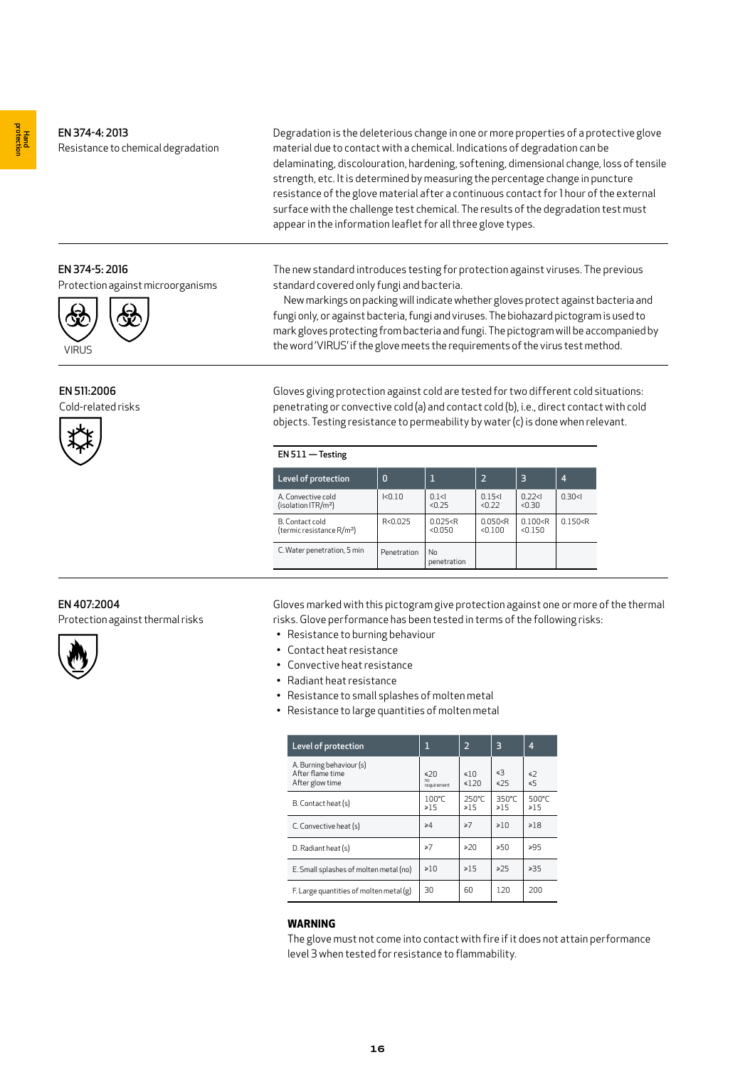## EN 374-4: 2013

Resistance to chemical degradation

Degradation is the deleterious change in one or more properties of a protective glove material due to contact with a chemical. Indications of degradation can be delaminating, discolouration, hardening, softening, dimensional change, loss of tensile strength, etc. It is determined by measuring the percentage change in puncture resistance of the glove material after a continuous contact for 1 hour of the external surface with the challenge test chemical. The results of the degradation test must appear in the information leaflet for all three glove types.

## EN 374-5: 2016

Protection against microorganisms

VIRUS

The new standard introduces testing for protection against viruses. The previous standard covered only fungi and bacteria.

New markings on packing will indicate whether gloves protect against bacteria and fungi only, or against bacteria, fungi and viruses. The biohazard pictogram is used to mark gloves protecting from bacteria and fungi. The pictogram will be accompanied by the word 'VIRUS' if the glove meets the requirements of the virus test method.

## EN 511:2006

Cold-related risks

Gloves giving protection against cold are tested for two different cold situations: penetrating or convective cold (a) and contact cold (b), i.e., direct contact with cold objects. Testing resistance to permeability by water (c) is done when relevant.

**EN 511 — Testing**

| Level of protection | 0 | 1 | 2 | 3 | 4 |
|---|---|---|---|---|---|
| A. Convective cold (isolation ITR/m²) | I<0.10 | 0.1<I <0.25 | 0.15<I <0.22 | 0.22<I <0.30 | 0.30<I |
| B. Contact cold (termic resistance R/m²) | R<0.025 | 0.025<R <0.050 | 0.050<R <0.100 | 0.100<R <0.150 | 0.150<R |
| C. Water penetration, 5 min | Penetration | No penetration | | | |

## EN 407:2004

Protection against thermal risks

Gloves marked with this pictogram give protection against one or more of the thermal risks. Glove performance has been tested in terms of the following risks:

- Resistance to burning behaviour
- Contact heat resistance
- Convective heat resistance
- Radiant heat resistance
- Resistance to small splashes of molten metal
- Resistance to large quantities of molten metal

| Level of protection | 1 | 2 | 3 | 4 |
|---|---|---|---|---|
| A. Burning behaviour (s) After flame time After glow time | ≤20 no requirement | ≤10 ≤120 | ≤3 ≤25 | ≤2 ≤5 |
| B. Contact heat (s) | 100°C ≥15 | 250°C ≥15 | 350°C ≥15 | 500°C ≥15 |
| C. Convective heat (s) | ≥4 | ≥7 | ≥10 | ≥18 |
| D. Radiant heat (s) | ≥7 | ≥20 | ≥50 | ≥95 |
| E. Small splashes of molten metal (no) | ≥10 | ≥15 | ≥25 | ≥35 |
| F. Large quantities of molten metal (g) | 30 | 60 | 120 | 200 |

**WARNING**

The glove must not come into contact with fire if it does not attain performance level 3 when tested for resistance to flammability.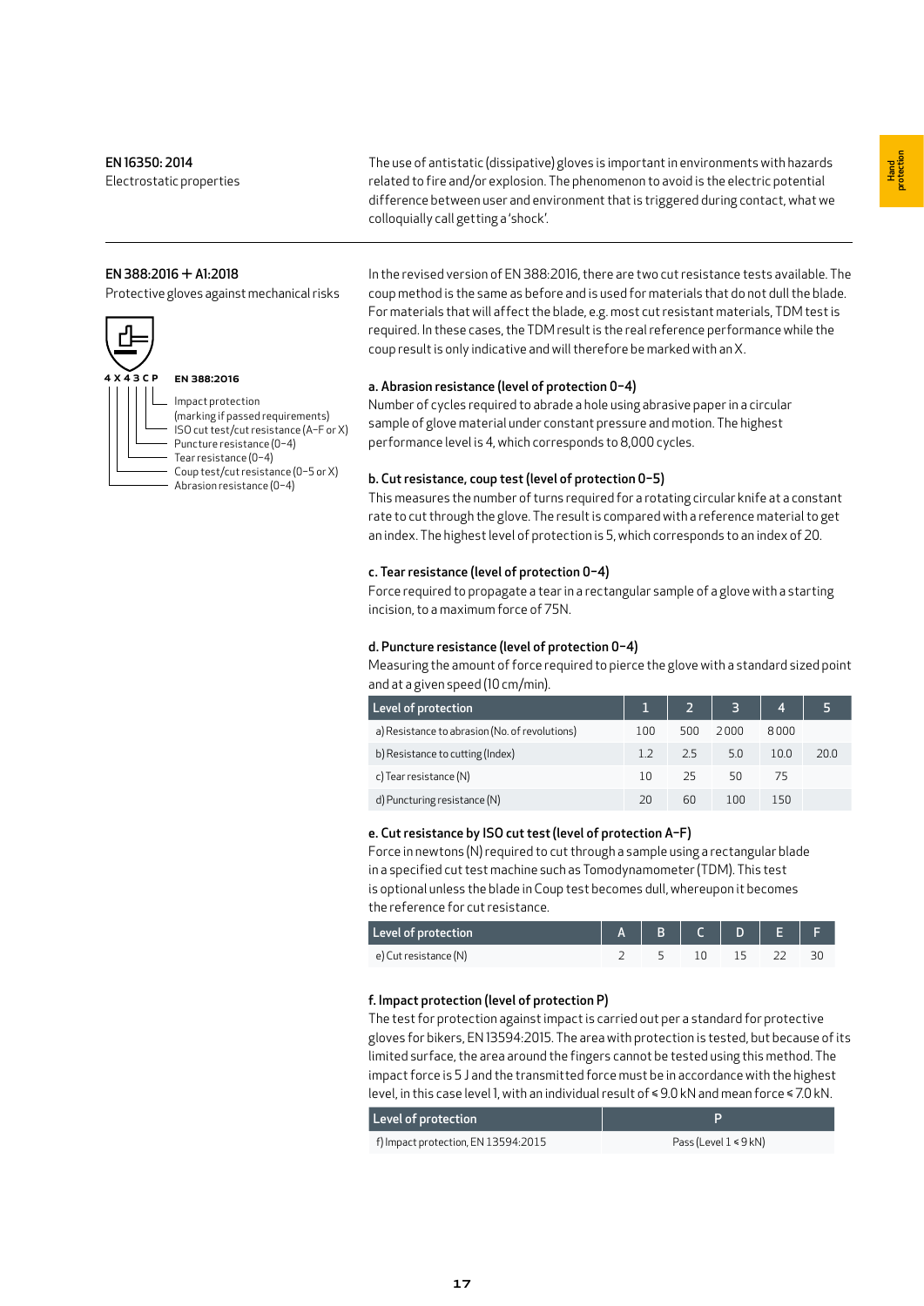## EN 16350: 2014

Electrostatic properties

The use of antistatic (dissipative) gloves is important in environments with hazards related to fire and/or explosion. The phenomenon to avoid is the electric potential difference between user and environment that is triggered during contact, what we colloquially call getting a 'shock'.

## EN 388:2016 + A1:2018

Protective gloves against mechanical risks

4 X 4 3 C P — **EN 388:2016**

- Impact protection (marking if passed requirements)
- ISO cut test/cut resistance (A–F or X)
- Puncture resistance (0–4)
- Tear resistance (0–4)
- Coup test/cut resistance (0–5 or X)
- Abrasion resistance (0–4)

In the revised version of EN 388:2016, there are two cut resistance tests available. The coup method is the same as before and is used for materials that do not dull the blade. For materials that will affect the blade, e.g. most cut resistant materials, TDM test is required. In these cases, the TDM result is the real reference performance while the coup result is only indicative and will therefore be marked with an X.

### a. Abrasion resistance (level of protection 0–4)

Number of cycles required to abrade a hole using abrasive paper in a circular sample of glove material under constant pressure and motion. The highest performance level is 4, which corresponds to 8,000 cycles.

### b. Cut resistance, coup test (level of protection 0–5)

This measures the number of turns required for a rotating circular knife at a constant rate to cut through the glove. The result is compared with a reference material to get an index. The highest level of protection is 5, which corresponds to an index of 20.

### c. Tear resistance (level of protection 0–4)

Force required to propagate a tear in a rectangular sample of a glove with a starting incision, to a maximum force of 75N.

### d. Puncture resistance (level of protection 0–4)

Measuring the amount of force required to pierce the glove with a standard sized point and at a given speed (10 cm/min).

| Level of protection | 1 | 2 | 3 | 4 | 5 |
|---|---|---|---|---|---|
| a) Resistance to abrasion (No. of revolutions) | 100 | 500 | 2 000 | 8 000 | |
| b) Resistance to cutting (Index) | 1.2 | 2.5 | 5.0 | 10.0 | 20.0 |
| c) Tear resistance (N) | 10 | 25 | 50 | 75 | |
| d) Puncturing resistance (N) | 20 | 60 | 100 | 150 | |

### e. Cut resistance by ISO cut test (level of protection A–F)

Force in newtons (N) required to cut through a sample using a rectangular blade in a specified cut test machine such as Tomodynamometer (TDM). This test is optional unless the blade in Coup test becomes dull, whereupon it becomes the reference for cut resistance.

| Level of protection | A | B | C | D | E | F |
|---|---|---|---|---|---|---|
| e) Cut resistance (N) | 2 | 5 | 10 | 15 | 22 | 30 |

### f. Impact protection (level of protection P)

The test for protection against impact is carried out per a standard for protective gloves for bikers, EN 13594:2015. The area with protection is tested, but because of its limited surface, the area around the fingers cannot be tested using this method. The impact force is 5 J and the transmitted force must be in accordance with the highest level, in this case level 1, with an individual result of ≤ 9.0 kN and mean force ≤ 7.0 kN.

| Level of protection | P |
|---|---|
| f) Impact protection, EN 13594:2015 | Pass (Level 1 ≤ 9 kN) |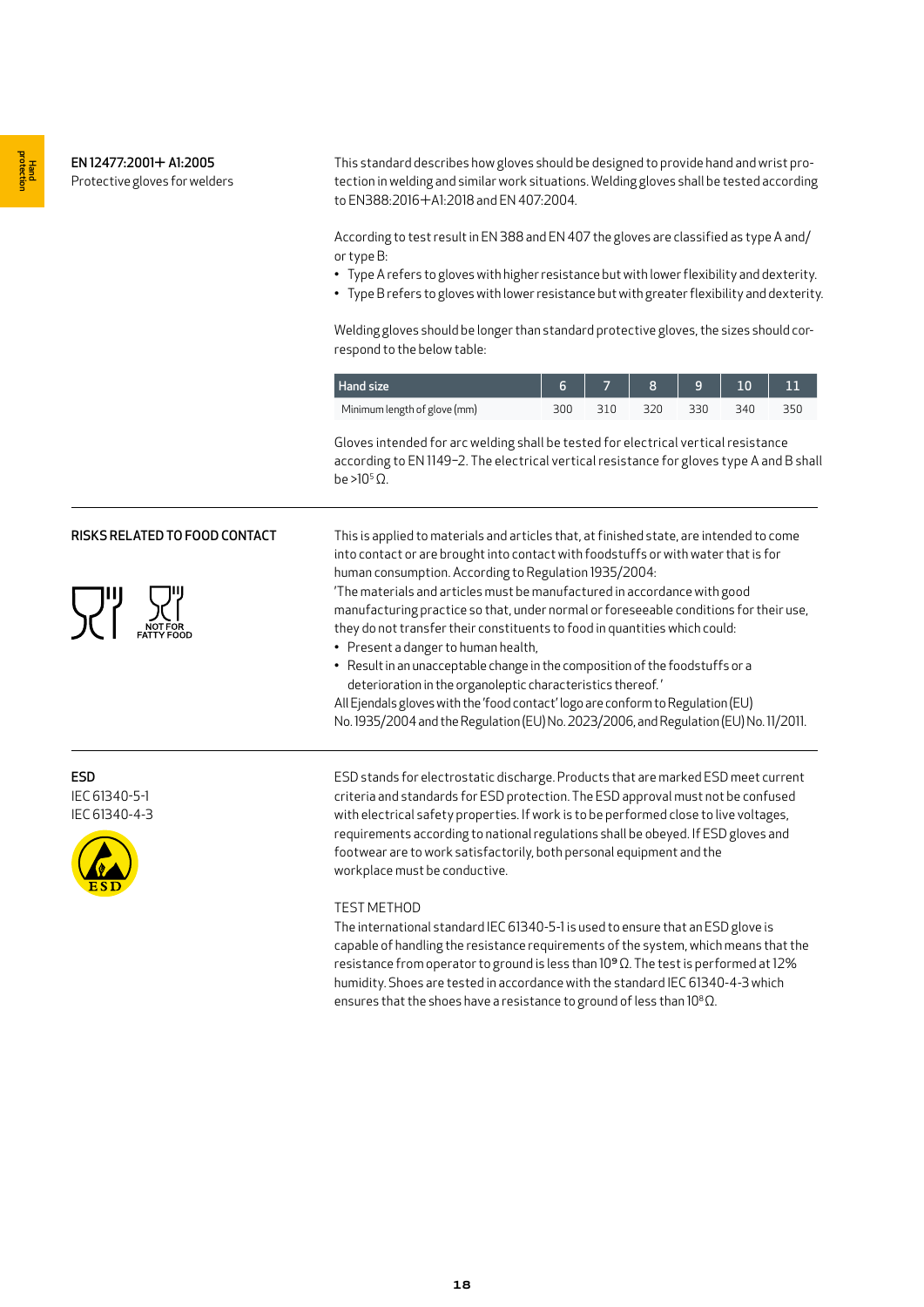## EN 12477:2001+ A1:2005

Protective gloves for welders

This standard describes how gloves should be designed to provide hand and wrist protection in welding and similar work situations. Welding gloves shall be tested according to EN388:2016+A1:2018 and EN 407:2004.

According to test result in EN 388 and EN 407 the gloves are classified as type A and/or type B:

- Type A refers to gloves with higher resistance but with lower flexibility and dexterity.
- Type B refers to gloves with lower resistance but with greater flexibility and dexterity.

Welding gloves should be longer than standard protective gloves, the sizes should correspond to the below table:

| Hand size | 6 | 7 | 8 | 9 | 10 | 11 |
|---|---|---|---|---|---|---|
| Minimum length of glove (mm) | 300 | 310 | 320 | 330 | 340 | 350 |

Gloves intended for arc welding shall be tested for electrical vertical resistance according to EN 1149-2. The electrical vertical resistance for gloves type A and B shall be >$10^5$ Ω.

---

## RISKS RELATED TO FOOD CONTACT

NOT FOR FATTY FOOD

This is applied to materials and articles that, at finished state, are intended to come into contact or are brought into contact with foodstuffs or with water that is for human consumption. According to Regulation 1935/2004:

'The materials and articles must be manufactured in accordance with good manufacturing practice so that, under normal or foreseeable conditions for their use, they do not transfer their constituents to food in quantities which could:

- Present a danger to human health,
- Result in an unacceptable change in the composition of the foodstuffs or a deterioration in the organoleptic characteristics thereof.'

All Ejendals gloves with the 'food contact' logo are conform to Regulation (EU) No. 1935/2004 and the Regulation (EU) No. 2023/2006, and Regulation (EU) No. 11/2011.

---

## ESD

IEC 61340-5-1
IEC 61340-4-3

ESD stands for electrostatic discharge. Products that are marked ESD meet current criteria and standards for ESD protection. The ESD approval must not be confused with electrical safety properties. If work is to be performed close to live voltages, requirements according to national regulations shall be obeyed. If ESD gloves and footwear are to work satisfactorily, both personal equipment and the workplace must be conductive.

TEST METHOD

The international standard IEC 61340-5-1 is used to ensure that an ESD glove is capable of handling the resistance requirements of the system, which means that the resistance from operator to ground is less than $10^9$ Ω. The test is performed at 12% humidity. Shoes are tested in accordance with the standard IEC 61340-4-3 which ensures that the shoes have a resistance to ground of less than $10^8$ Ω.